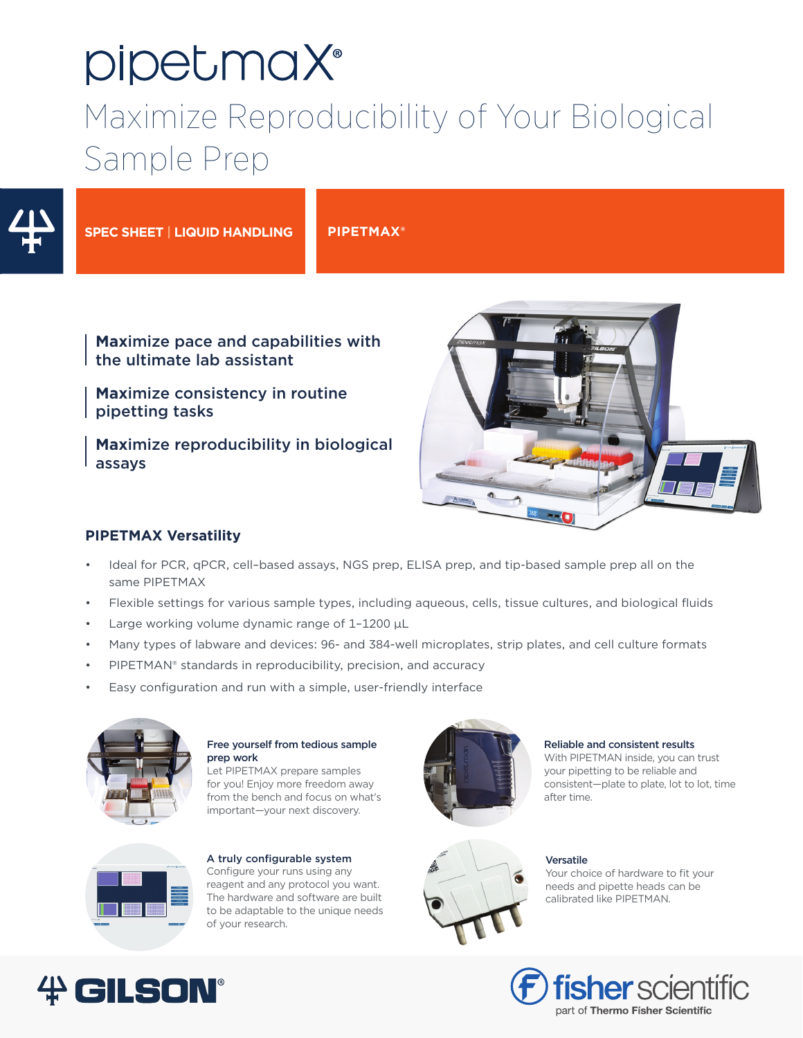# pipetmaX®

## Maximize Reproducibility of Your Biological Sample Prep

**SPEC SHEET | LIQUID HANDLING**

**PIPETMAX®**

**Maximize pace and capabilities with the ultimate lab assistant**

**Maximize consistency in routine pipetting tasks**

**Maximize reproducibility in biological assays**

### PIPETMAX Versatility

- Ideal for PCR, qPCR, cell–based assays, NGS prep, ELISA prep, and tip-based sample prep all on the same PIPETMAX
- Flexible settings for various sample types, including aqueous, cells, tissue cultures, and biological fluids
- Large working volume dynamic range of 1–1200 µL
- Many types of labware and devices: 96- and 384-well microplates, strip plates, and cell culture formats
- PIPETMAN® standards in reproducibility, precision, and accuracy
- Easy configuration and run with a simple, user-friendly interface

**Free yourself from tedious sample prep work**
Let PIPETMAX prepare samples for you! Enjoy more freedom away from the bench and focus on what's important—your next discovery.

**Reliable and consistent results**
With PIPETMAN inside, you can trust your pipetting to be reliable and consistent—plate to plate, lot to lot, time after time.

**A truly configurable system**
Configure your runs using any reagent and any protocol you want. The hardware and software are built to be adaptable to the unique needs of your research.

**Versatile**
Your choice of hardware to fit your needs and pipette heads can be calibrated like PIPETMAN.

GILSON®

fisher scientific
part of Thermo Fisher Scientific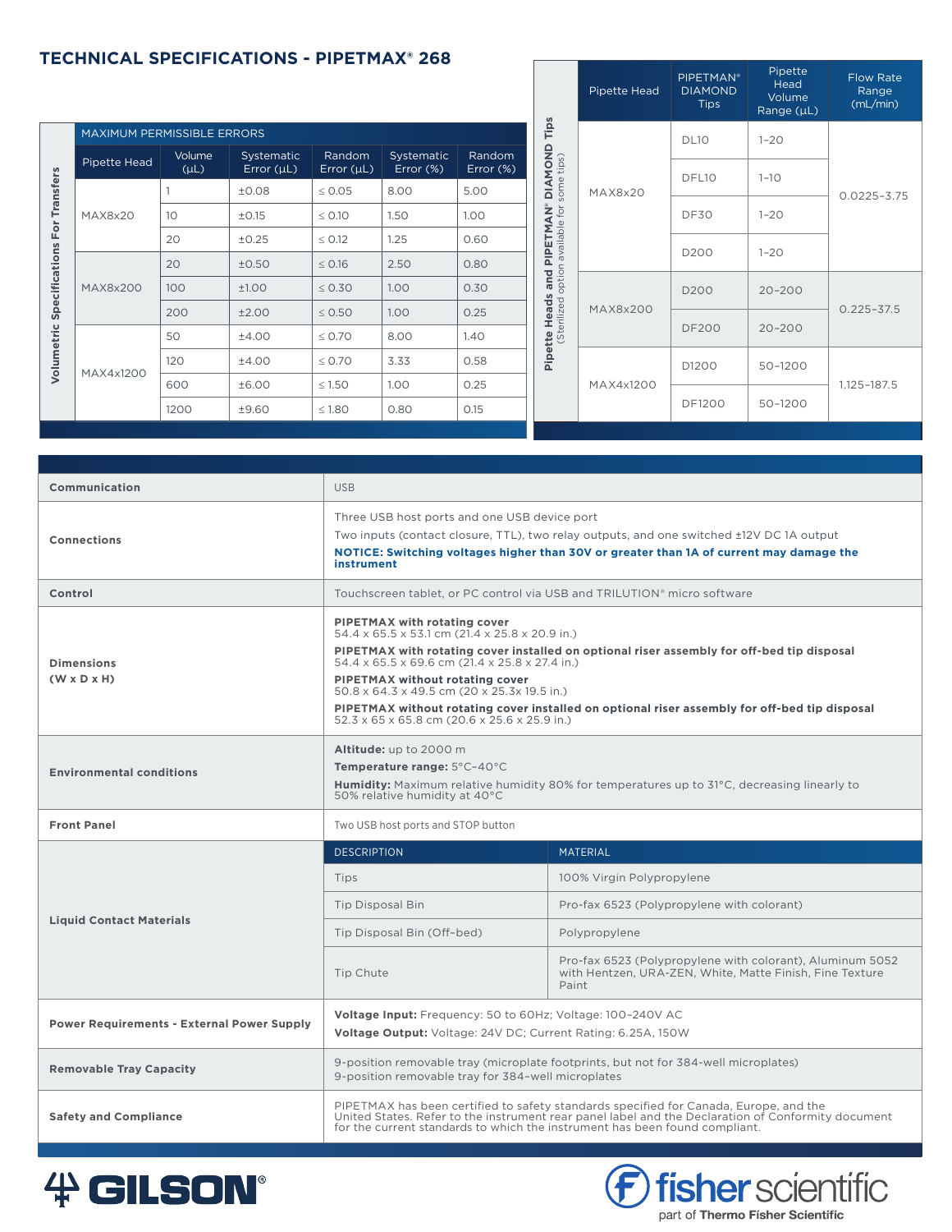## TECHNICAL SPECIFICATIONS - PIPETMAX® 268

### Volumetric Specifications For Transfers

| MAXIMUM PERMISSIBLE ERRORS | | | | | |
|---|---|---|---|---|---|
| Pipette Head | Volume (µL) | Systematic Error (µL) | Random Error (µL) | Systematic Error (%) | Random Error (%) |
| MAX8x20 | 1 | ±0.08 | ≤ 0.05 | 8.00 | 5.00 |
| | 10 | ±0.15 | ≤ 0.10 | 1.50 | 1.00 |
| | 20 | ±0.25 | ≤ 0.12 | 1.25 | 0.60 |
| MAX8x200 | 20 | ±0.50 | ≤ 0.16 | 2.50 | 0.80 |
| | 100 | ±1.00 | ≤ 0.30 | 1.00 | 0.30 |
| | 200 | ±2.00 | ≤ 0.50 | 1.00 | 0.25 |
| MAX4x1200 | 50 | ±4.00 | ≤ 0.70 | 8.00 | 1.40 |
| | 120 | ±4.00 | ≤ 0.70 | 3.33 | 0.58 |
| | 600 | ±6.00 | ≤ 1.50 | 1.00 | 0.25 |
| | 1200 | ±9.60 | ≤ 1.80 | 0.80 | 0.15 |

### Pipette Heads and PIPETMAN® DIAMOND Tips
(Sterilized option available for some tips)

| Pipette Head | PIPETMAN® DIAMOND Tips | Pipette Head Volume Range (µL) | Flow Rate Range (mL/min) |
|---|---|---|---|
| MAX8x20 | DL10 | 1–20 | 0.0225–3.75 |
| | DFL10 | 1–10 | |
| | DF30 | 1–20 | |
| | D200 | 1–20 | |
| MAX8x200 | D200 | 20–200 | 0.225–37.5 |
| | DF200 | 20–200 | |
| MAX4x1200 | D1200 | 50–1200 | 1.125–187.5 |
| | DF1200 | 50–1200 | |

| | |
|---|---|
| **Communication** | USB |
| **Connections** | Three USB host ports and one USB device port<br>Two inputs (contact closure, TTL), two relay outputs, and one switched ±12V DC 1A output<br>**NOTICE: Switching voltages higher than 30V or greater than 1A of current may damage the instrument** |
| **Control** | Touchscreen tablet, or PC control via USB and TRILUTION® micro software |
| **Dimensions (W x D x H)** | **PIPETMAX with rotating cover**<br>54.4 x 65.5 x 53.1 cm (21.4 x 25.8 x 20.9 in.)<br>**PIPETMAX with rotating cover installed on optional riser assembly for off-bed tip disposal**<br>54.4 x 65.5 x 69.6 cm (21.4 x 25.8 x 27.4 in.)<br>**PIPETMAX without rotating cover**<br>50.8 x 64.3 x 49.5 cm (20 x 25.3x 19.5 in.)<br>**PIPETMAX without rotating cover installed on optional riser assembly for off-bed tip disposal**<br>52.3 x 65 x 65.8 cm (20.6 x 25.6 x 25.9 in.) |
| **Environmental conditions** | **Altitude:** up to 2000 m<br>**Temperature range:** 5°C–40°C<br>**Humidity:** Maximum relative humidity 80% for temperatures up to 31°C, decreasing linearly to 50% relative humidity at 40°C |
| **Front Panel** | Two USB host ports and STOP button |
| **Liquid Contact Materials** | DESCRIPTION — MATERIAL<br>Tips — 100% Virgin Polypropylene<br>Tip Disposal Bin — Pro-fax 6523 (Polypropylene with colorant)<br>Tip Disposal Bin (Off-bed) — Polypropylene<br>Tip Chute — Pro-fax 6523 (Polypropylene with colorant), Aluminum 5052 with Hentzen, URA-ZEN, White, Matte Finish, Fine Texture Paint |
| **Power Requirements - External Power Supply** | **Voltage Input:** Frequency: 50 to 60Hz; Voltage: 100–240V AC<br>**Voltage Output:** Voltage: 24V DC; Current Rating: 6.25A, 150W |
| **Removable Tray Capacity** | 9-position removable tray (microplate footprints, but not for 384-well microplates)<br>9-position removable tray for 384-well microplates |
| **Safety and Compliance** | PIPETMAX has been certified to safety standards specified for Canada, Europe, and the United States. Refer to the instrument rear panel label and the Declaration of Conformity document for the current standards to which the instrument has been found compliant. |

GILSON®

fisher scientific
part of Thermo Fisher Scientific